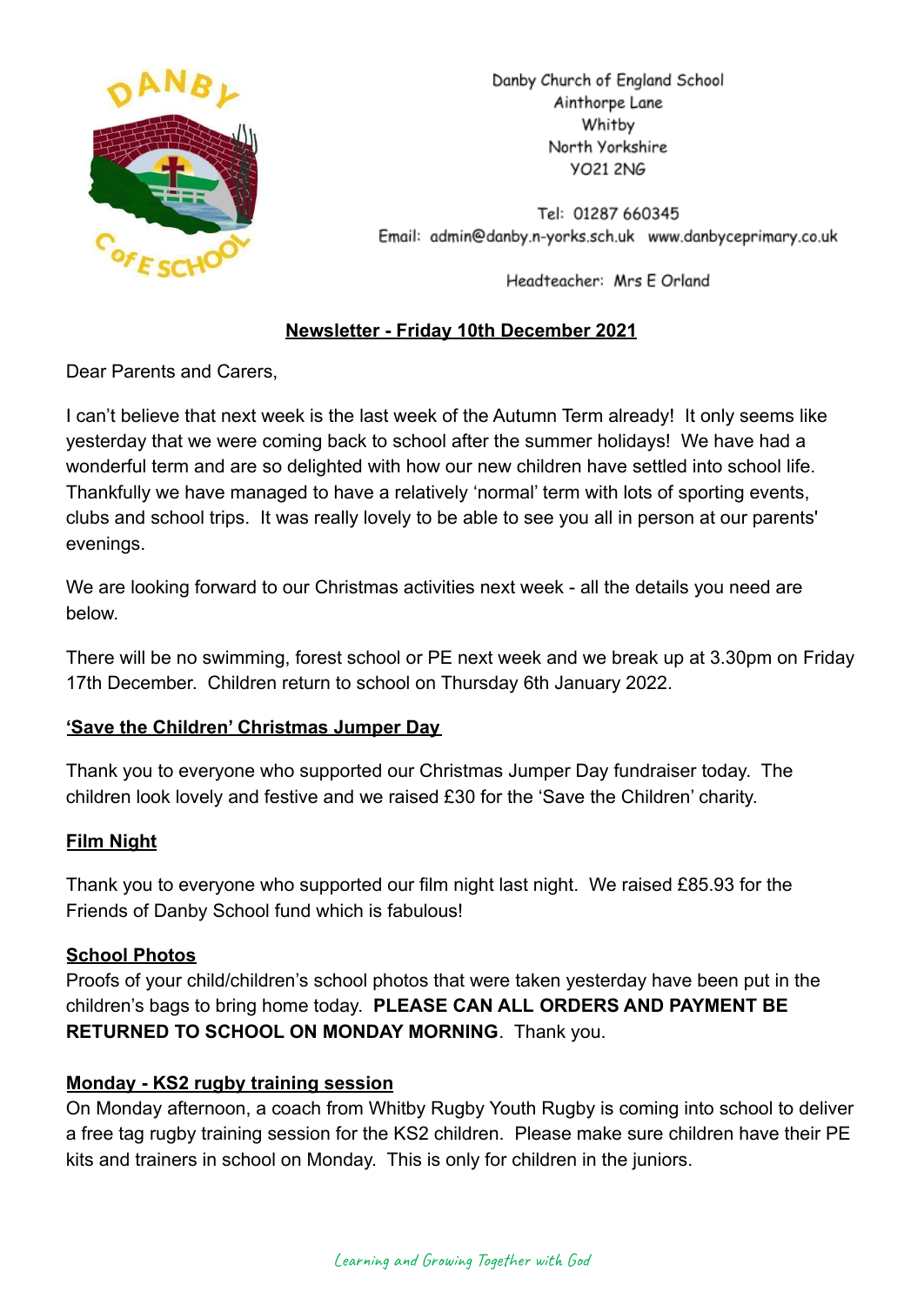Danby Church of England School
Ainthorpe Lane
Whitby
North Yorkshire
YO21 2NG

Tel: 01287 660345
Email: admin@danby.n-yorks.sch.uk www.danbyceprimary.co.uk

Headteacher: Mrs E Orland

## Newsletter - Friday 10th December 2021

Dear Parents and Carers,

I can't believe that next week is the last week of the Autumn Term already! It only seems like yesterday that we were coming back to school after the summer holidays! We have had a wonderful term and are so delighted with how our new children have settled into school life. Thankfully we have managed to have a relatively 'normal' term with lots of sporting events, clubs and school trips. It was really lovely to be able to see you all in person at our parents' evenings.

We are looking forward to our Christmas activities next week - all the details you need are below.

There will be no swimming, forest school or PE next week and we break up at 3.30pm on Friday 17th December. Children return to school on Thursday 6th January 2022.

### 'Save the Children' Christmas Jumper Day

Thank you to everyone who supported our Christmas Jumper Day fundraiser today. The children look lovely and festive and we raised £30 for the 'Save the Children' charity.

### Film Night

Thank you to everyone who supported our film night last night. We raised £85.93 for the Friends of Danby School fund which is fabulous!

### School Photos

Proofs of your child/children's school photos that were taken yesterday have been put in the children's bags to bring home today. **PLEASE CAN ALL ORDERS AND PAYMENT BE RETURNED TO SCHOOL ON MONDAY MORNING**. Thank you.

### Monday - KS2 rugby training session

On Monday afternoon, a coach from Whitby Rugby Youth Rugby is coming into school to deliver a free tag rugby training session for the KS2 children. Please make sure children have their PE kits and trainers in school on Monday. This is only for children in the juniors.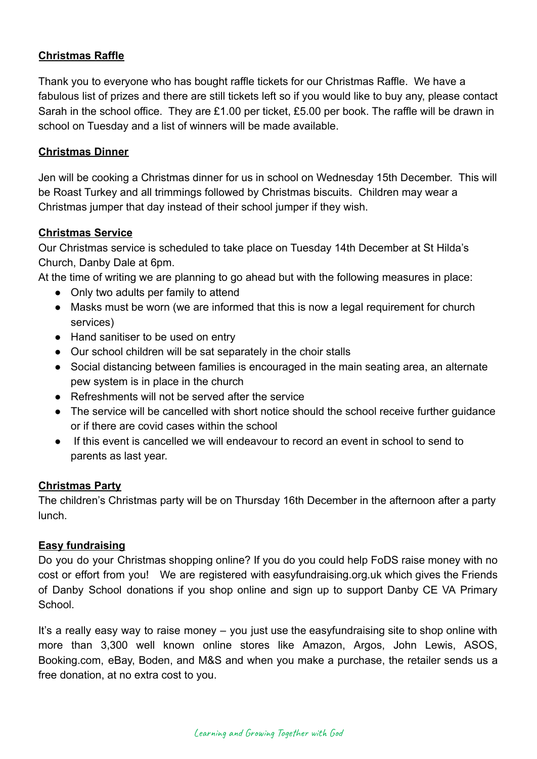## Christmas Raffle

Thank you to everyone who has bought raffle tickets for our Christmas Raffle. We have a fabulous list of prizes and there are still tickets left so if you would like to buy any, please contact Sarah in the school office. They are £1.00 per ticket, £5.00 per book. The raffle will be drawn in school on Tuesday and a list of winners will be made available.

## Christmas Dinner

Jen will be cooking a Christmas dinner for us in school on Wednesday 15th December. This will be Roast Turkey and all trimmings followed by Christmas biscuits. Children may wear a Christmas jumper that day instead of their school jumper if they wish.

## Christmas Service

Our Christmas service is scheduled to take place on Tuesday 14th December at St Hilda's Church, Danby Dale at 6pm.

At the time of writing we are planning to go ahead but with the following measures in place:

- Only two adults per family to attend
- Masks must be worn (we are informed that this is now a legal requirement for church services)
- Hand sanitiser to be used on entry
- Our school children will be sat separately in the choir stalls
- Social distancing between families is encouraged in the main seating area, an alternate pew system is in place in the church
- Refreshments will not be served after the service
- The service will be cancelled with short notice should the school receive further guidance or if there are covid cases within the school
- If this event is cancelled we will endeavour to record an event in school to send to parents as last year.

## Christmas Party

The children's Christmas party will be on Thursday 16th December in the afternoon after a party lunch.

## Easy fundraising

Do you do your Christmas shopping online? If you do you could help FoDS raise money with no cost or effort from you! We are registered with easyfundraising.org.uk which gives the Friends of Danby School donations if you shop online and sign up to support Danby CE VA Primary School.

It's a really easy way to raise money – you just use the easyfundraising site to shop online with more than 3,300 well known online stores like Amazon, Argos, John Lewis, ASOS, Booking.com, eBay, Boden, and M&S and when you make a purchase, the retailer sends us a free donation, at no extra cost to you.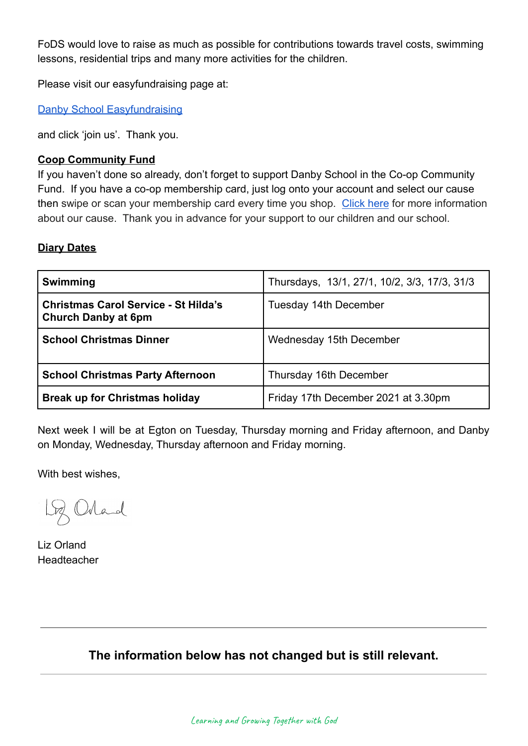FoDS would love to raise as much as possible for contributions towards travel costs, swimming lessons, residential trips and many more activities for the children.

Please visit our easyfundraising page at:

Danby School Easyfundraising

and click 'join us'. Thank you.

**Coop Community Fund**

If you haven't done so already, don't forget to support Danby School in the Co-op Community Fund. If you have a co-op membership card, just log onto your account and select our cause then swipe or scan your membership card every time you shop. Click here for more information about our cause. Thank you in advance for your support to our children and our school.

**Diary Dates**

| | |
|---|---|
| **Swimming** | Thursdays, 13/1, 27/1, 10/2, 3/3, 17/3, 31/3 |
| **Christmas Carol Service - St Hilda's Church Danby at 6pm** | Tuesday 14th December |
| **School Christmas Dinner** | Wednesday 15th December |
| **School Christmas Party Afternoon** | Thursday 16th December |
| **Break up for Christmas holiday** | Friday 17th December 2021 at 3.30pm |

Next week I will be at Egton on Tuesday, Thursday morning and Friday afternoon, and Danby on Monday, Wednesday, Thursday afternoon and Friday morning.

With best wishes,

Liz Orland
Headteacher

---

**The information below has not changed but is still relevant.**

---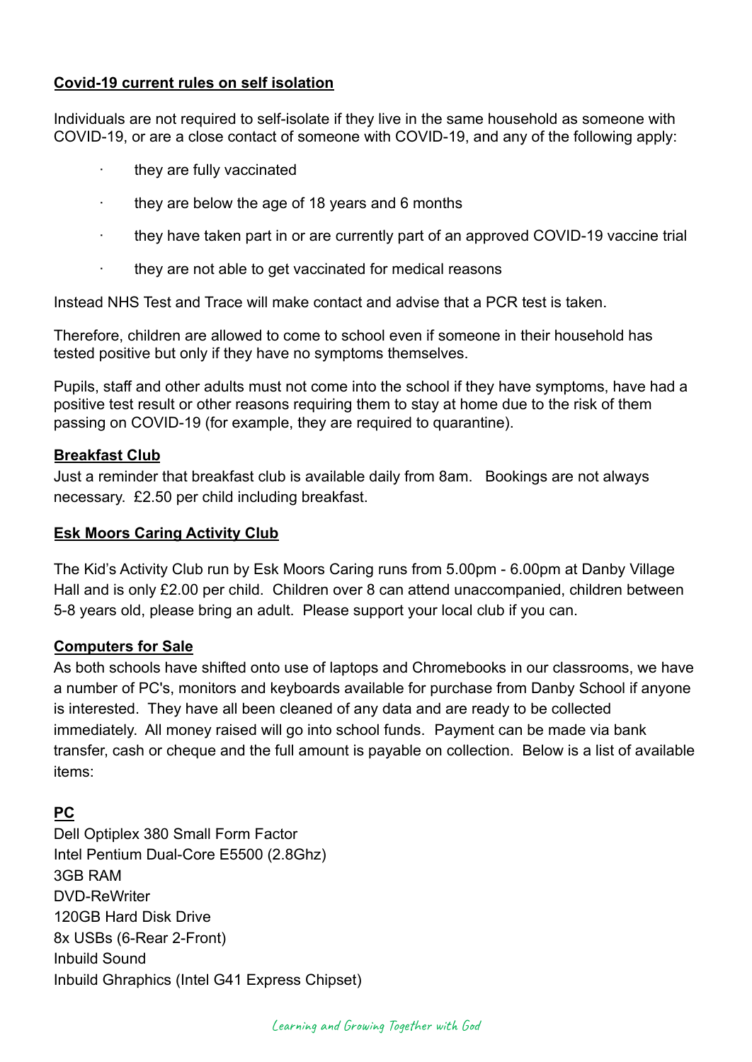**Covid-19 current rules on self isolation**

Individuals are not required to self-isolate if they live in the same household as someone with COVID-19, or are a close contact of someone with COVID-19, and any of the following apply:

- they are fully vaccinated
- they are below the age of 18 years and 6 months
- they have taken part in or are currently part of an approved COVID-19 vaccine trial
- they are not able to get vaccinated for medical reasons

Instead NHS Test and Trace will make contact and advise that a PCR test is taken.

Therefore, children are allowed to come to school even if someone in their household has tested positive but only if they have no symptoms themselves.

Pupils, staff and other adults must not come into the school if they have symptoms, have had a positive test result or other reasons requiring them to stay at home due to the risk of them passing on COVID-19 (for example, they are required to quarantine).

**Breakfast Club**

Just a reminder that breakfast club is available daily from 8am. Bookings are not always necessary. £2.50 per child including breakfast.

**Esk Moors Caring Activity Club**

The Kid's Activity Club run by Esk Moors Caring runs from 5.00pm - 6.00pm at Danby Village Hall and is only £2.00 per child. Children over 8 can attend unaccompanied, children between 5-8 years old, please bring an adult. Please support your local club if you can.

**Computers for Sale**

As both schools have shifted onto use of laptops and Chromebooks in our classrooms, we have a number of PC's, monitors and keyboards available for purchase from Danby School if anyone is interested. They have all been cleaned of any data and are ready to be collected immediately. All money raised will go into school funds. Payment can be made via bank transfer, cash or cheque and the full amount is payable on collection. Below is a list of available items:

**PC**

Dell Optiplex 380 Small Form Factor
Intel Pentium Dual-Core E5500 (2.8Ghz)
3GB RAM
DVD-ReWriter
120GB Hard Disk Drive
8x USBs (6-Rear 2-Front)
Inbuild Sound
Inbuild Ghraphics (Intel G41 Express Chipset)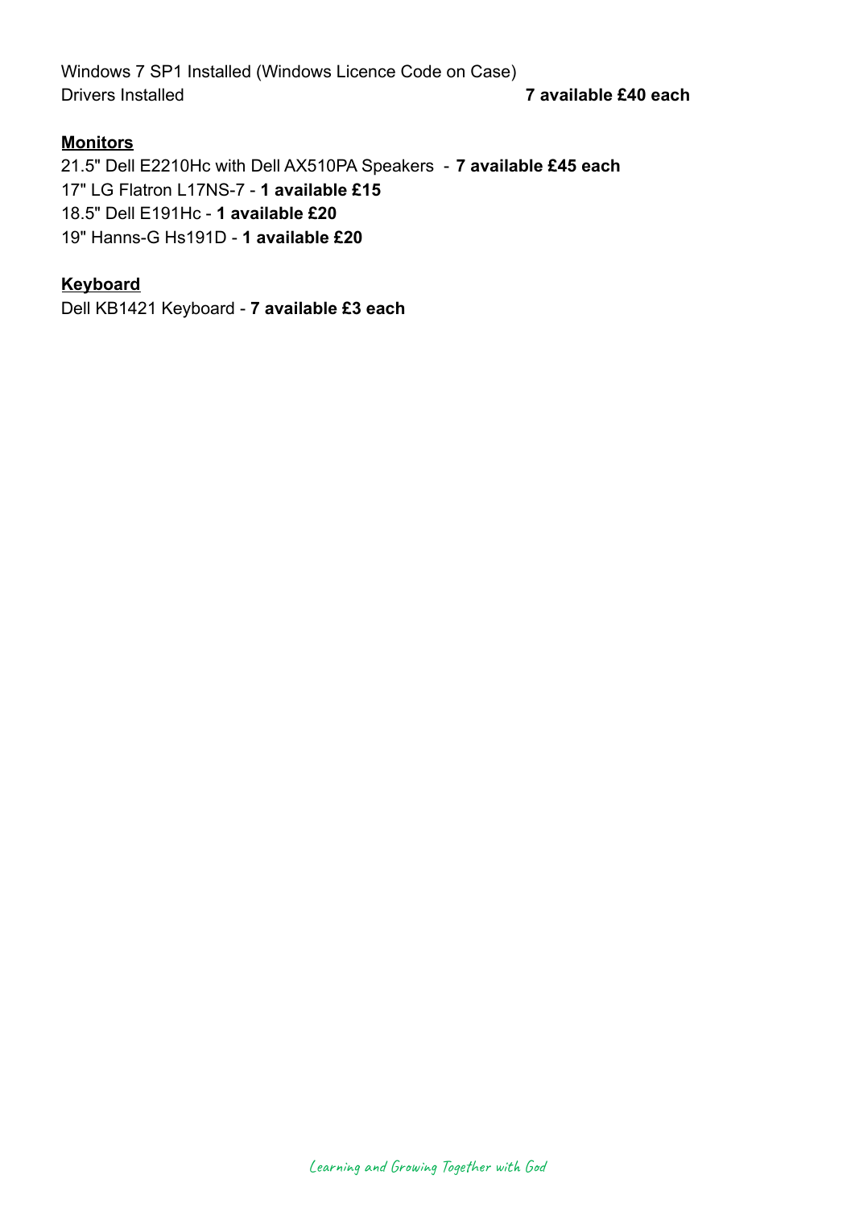Windows 7 SP1 Installed (Windows Licence Code on Case)
Drivers Installed **7 available £40 each**

**<u>Monitors</u>**

21.5" Dell E2210Hc with Dell AX510PA Speakers - **7 available £45 each**
17" LG Flatron L17NS-7 - **1 available £15**
18.5" Dell E191Hc - **1 available £20**
19" Hanns-G Hs191D - **1 available £20**

**<u>Keyboard</u>**

Dell KB1421 Keyboard - **7 available £3 each**